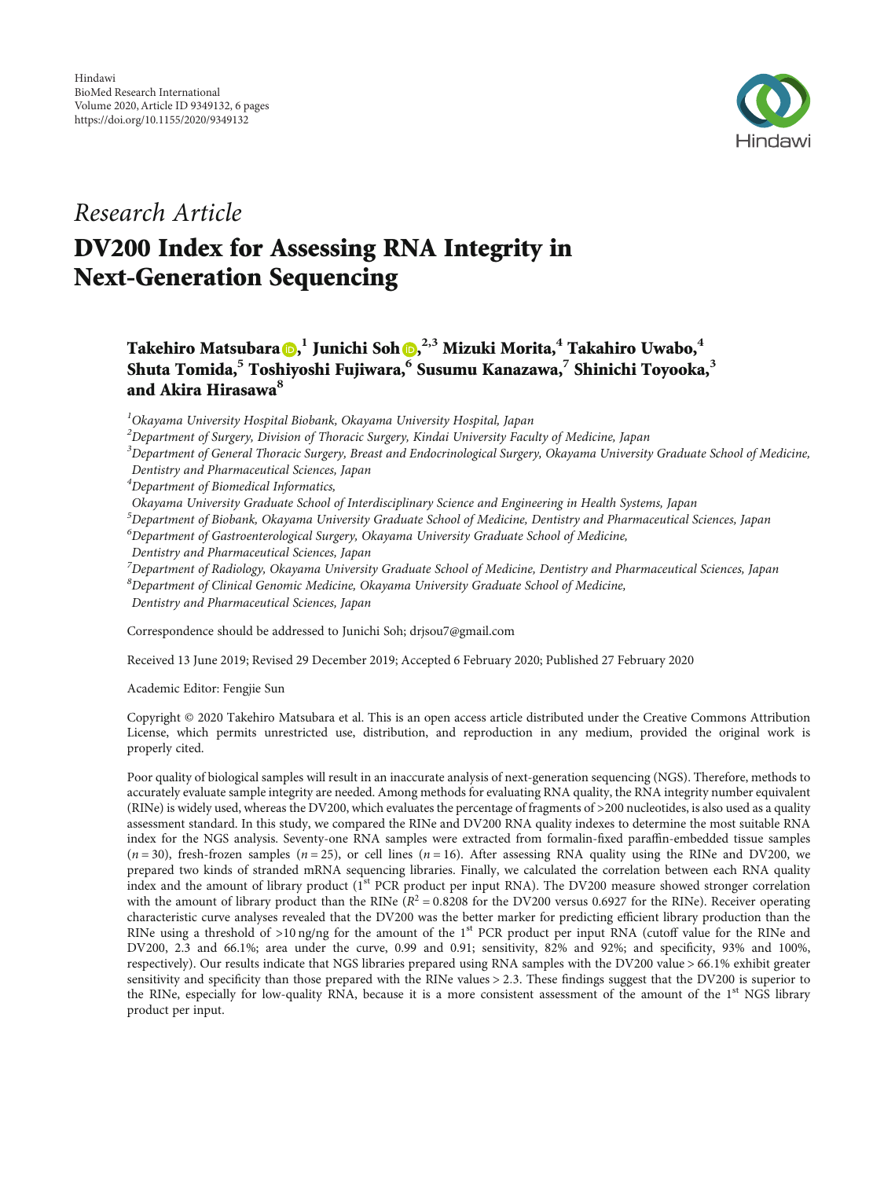Hindawi
BioMed Research International
Volume 2020, Article ID 9349132, 6 pages
https://doi.org/10.1155/2020/9349132

*Research Article*

# DV200 Index for Assessing RNA Integrity in Next-Generation Sequencing

**Takehiro Matsubara,[1] Junichi Soh,[2,3] Mizuki Morita,[4] Takahiro Uwabo,[4] Shuta Tomida,[5] Toshiyoshi Fujiwara,[6] Susumu Kanazawa,[7] Shinichi Toyooka,[3] and Akira Hirasawa[8]**

[1]*Okayama University Hospital Biobank, Okayama University Hospital, Japan*
[2]*Department of Surgery, Division of Thoracic Surgery, Kindai University Faculty of Medicine, Japan*
[3]*Department of General Thoracic Surgery, Breast and Endocrinological Surgery, Okayama University Graduate School of Medicine, Dentistry and Pharmaceutical Sciences, Japan*
[4]*Department of Biomedical Informatics, Okayama University Graduate School of Interdisciplinary Science and Engineering in Health Systems, Japan*
[5]*Department of Biobank, Okayama University Graduate School of Medicine, Dentistry and Pharmaceutical Sciences, Japan*
[6]*Department of Gastroenterological Surgery, Okayama University Graduate School of Medicine, Dentistry and Pharmaceutical Sciences, Japan*
[7]*Department of Radiology, Okayama University Graduate School of Medicine, Dentistry and Pharmaceutical Sciences, Japan*
[8]*Department of Clinical Genomic Medicine, Okayama University Graduate School of Medicine, Dentistry and Pharmaceutical Sciences, Japan*

Correspondence should be addressed to Junichi Soh; drjsou7@gmail.com

Received 13 June 2019; Revised 29 December 2019; Accepted 6 February 2020; Published 27 February 2020

Academic Editor: Fengjie Sun

Copyright © 2020 Takehiro Matsubara et al. This is an open access article distributed under the Creative Commons Attribution License, which permits unrestricted use, distribution, and reproduction in any medium, provided the original work is properly cited.

Poor quality of biological samples will result in an inaccurate analysis of next-generation sequencing (NGS). Therefore, methods to accurately evaluate sample integrity are needed. Among methods for evaluating RNA quality, the RNA integrity number equivalent (RINe) is widely used, whereas the DV200, which evaluates the percentage of fragments of >200 nucleotides, is also used as a quality assessment standard. In this study, we compared the RINe and DV200 RNA quality indexes to determine the most suitable RNA index for the NGS analysis. Seventy-one RNA samples were extracted from formalin-fixed paraffin-embedded tissue samples ($n = 30$), fresh-frozen samples ($n = 25$), or cell lines ($n = 16$). After assessing RNA quality using the RINe and DV200, we prepared two kinds of stranded mRNA sequencing libraries. Finally, we calculated the correlation between each RNA quality index and the amount of library product (1st PCR product per input RNA). The DV200 measure showed stronger correlation with the amount of library product than the RINe ($R^2 = 0.8208$ for the DV200 versus 0.6927 for the RINe). Receiver operating characteristic curve analyses revealed that the DV200 was the better marker for predicting efficient library production than the RINe using a threshold of >10 ng/ng for the amount of the 1st PCR product per input RNA (cutoff value for the RINe and DV200, 2.3 and 66.1%; area under the curve, 0.99 and 0.91; sensitivity, 82% and 92%; and specificity, 93% and 100%, respectively). Our results indicate that NGS libraries prepared using RNA samples with the DV200 value > 66.1% exhibit greater sensitivity and specificity than those prepared with the RINe values > 2.3. These findings suggest that the DV200 is superior to the RINe, especially for low-quality RNA, because it is a more consistent assessment of the amount of the 1st NGS library product per input.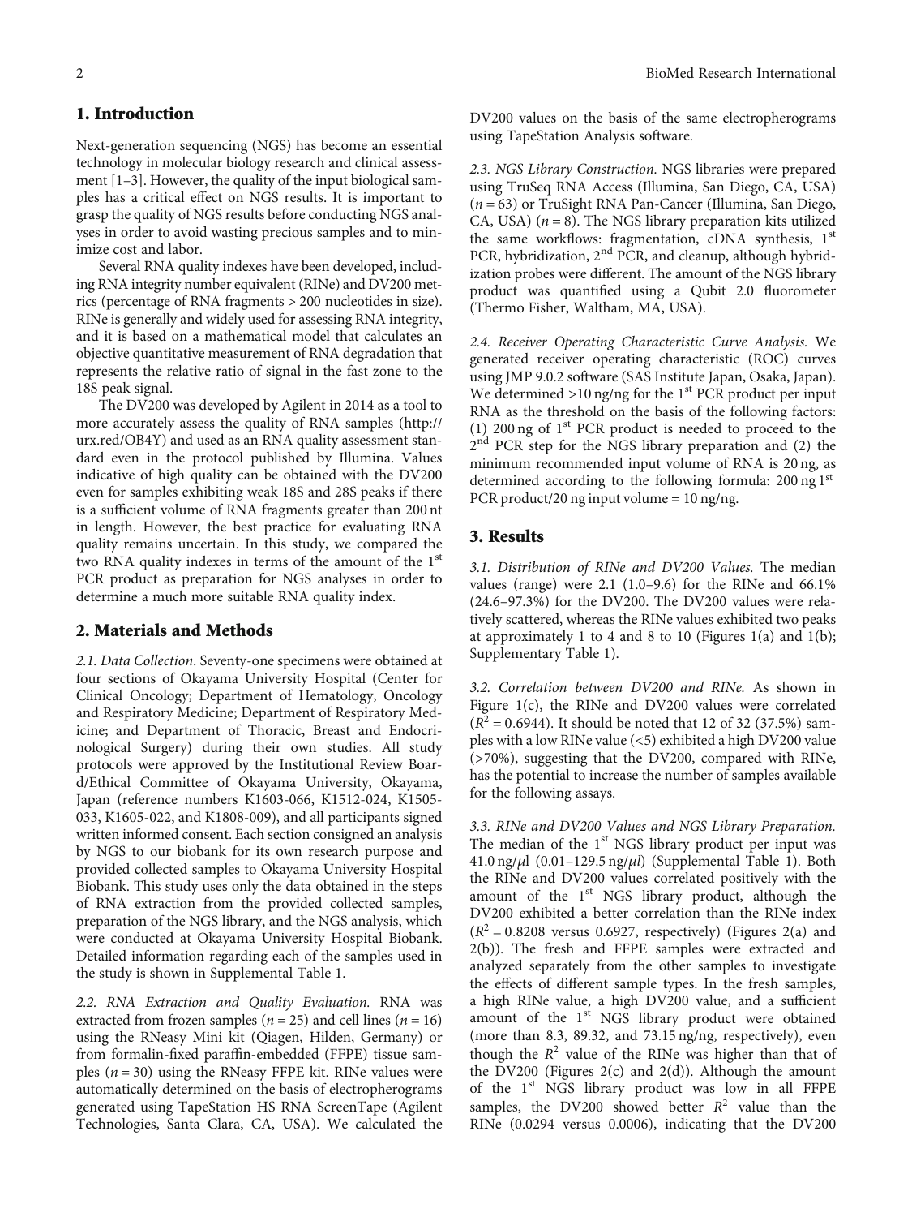## 1. Introduction

Next-generation sequencing (NGS) has become an essential technology in molecular biology research and clinical assessment [1–3]. However, the quality of the input biological samples has a critical effect on NGS results. It is important to grasp the quality of NGS results before conducting NGS analyses in order to avoid wasting precious samples and to minimize cost and labor.

Several RNA quality indexes have been developed, including RNA integrity number equivalent (RINe) and DV200 metrics (percentage of RNA fragments > 200 nucleotides in size). RINe is generally and widely used for assessing RNA integrity, and it is based on a mathematical model that calculates an objective quantitative measurement of RNA degradation that represents the relative ratio of signal in the fast zone to the 18S peak signal.

The DV200 was developed by Agilent in 2014 as a tool to more accurately assess the quality of RNA samples (http://urx.red/OB4Y) and used as an RNA quality assessment standard even in the protocol published by Illumina. Values indicative of high quality can be obtained with the DV200 even for samples exhibiting weak 18S and 28S peaks if there is a sufficient volume of RNA fragments greater than 200 nt in length. However, the best practice for evaluating RNA quality remains uncertain. In this study, we compared the two RNA quality indexes in terms of the amount of the 1st PCR product as preparation for NGS analyses in order to determine a much more suitable RNA quality index.

## 2. Materials and Methods

*2.1. Data Collection.* Seventy-one specimens were obtained at four sections of Okayama University Hospital (Center for Clinical Oncology; Department of Hematology, Oncology and Respiratory Medicine; Department of Respiratory Medicine; and Department of Thoracic, Breast and Endocrinological Surgery) during their own studies. All study protocols were approved by the Institutional Review Board/Ethical Committee of Okayama University, Okayama, Japan (reference numbers K1603-066, K1512-024, K1505-033, K1605-022, and K1808-009), and all participants signed written informed consent. Each section consigned an analysis by NGS to our biobank for its own research purpose and provided collected samples to Okayama University Hospital Biobank. This study uses only the data obtained in the steps of RNA extraction from the provided collected samples, preparation of the NGS library, and the NGS analysis, which were conducted at Okayama University Hospital Biobank. Detailed information regarding each of the samples used in the study is shown in Supplemental Table 1.

*2.2. RNA Extraction and Quality Evaluation.* RNA was extracted from frozen samples ($n = 25$) and cell lines ($n = 16$) using the RNeasy Mini kit (Qiagen, Hilden, Germany) or from formalin-fixed paraffin-embedded (FFPE) tissue samples ($n = 30$) using the RNeasy FFPE kit. RINe values were automatically determined on the basis of electropherograms generated using TapeStation HS RNA ScreenTape (Agilent Technologies, Santa Clara, CA, USA). We calculated the DV200 values on the basis of the same electropherograms using TapeStation Analysis software.

*2.3. NGS Library Construction.* NGS libraries were prepared using TruSeq RNA Access (Illumina, San Diego, CA, USA) ($n = 63$) or TruSight RNA Pan-Cancer (Illumina, San Diego, CA, USA) ($n = 8$). The NGS library preparation kits utilized the same workflows: fragmentation, cDNA synthesis, 1st PCR, hybridization, 2nd PCR, and cleanup, although hybridization probes were different. The amount of the NGS library product was quantified using a Qubit 2.0 fluorometer (Thermo Fisher, Waltham, MA, USA).

*2.4. Receiver Operating Characteristic Curve Analysis.* We generated receiver operating characteristic (ROC) curves using JMP 9.0.2 software (SAS Institute Japan, Osaka, Japan). We determined >10 ng/ng for the 1st PCR product per input RNA as the threshold on the basis of the following factors: (1) 200 ng of 1st PCR product is needed to proceed to the 2nd PCR step for the NGS library preparation and (2) the minimum recommended input volume of RNA is 20 ng, as determined according to the following formula: 200 ng 1st PCR product/20 ng input volume = 10 ng/ng.

## 3. Results

*3.1. Distribution of RINe and DV200 Values.* The median values (range) were 2.1 (1.0–9.6) for the RINe and 66.1% (24.6–97.3%) for the DV200. The DV200 values were relatively scattered, whereas the RINe values exhibited two peaks at approximately 1 to 4 and 8 to 10 (Figures 1(a) and 1(b); Supplementary Table 1).

*3.2. Correlation between DV200 and RINe.* As shown in Figure 1(c), the RINe and DV200 values were correlated ($R^2 = 0.6944$). It should be noted that 12 of 32 (37.5%) samples with a low RINe value (<5) exhibited a high DV200 value (>70%), suggesting that the DV200, compared with RINe, has the potential to increase the number of samples available for the following assays.

*3.3. RINe and DV200 Values and NGS Library Preparation.* The median of the 1st NGS library product per input was 41.0 ng/$\mu$l (0.01–129.5 ng/$\mu$l) (Supplemental Table 1). Both the RINe and DV200 values correlated positively with the amount of the 1st NGS library product, although the DV200 exhibited a better correlation than the RINe index ($R^2 = 0.8208$ versus 0.6927, respectively) (Figures 2(a) and 2(b)). The fresh and FFPE samples were extracted and analyzed separately from the other samples to investigate the effects of different sample types. In the fresh samples, a high RINe value, a high DV200 value, and a sufficient amount of the 1st NGS library product were obtained (more than 8.3, 89.32, and 73.15 ng/ng, respectively), even though the $R^2$ value of the RINe was higher than that of the DV200 (Figures 2(c) and 2(d)). Although the amount of the 1st NGS library product was low in all FFPE samples, the DV200 showed better $R^2$ value than the RINe (0.0294 versus 0.0006), indicating that the DV200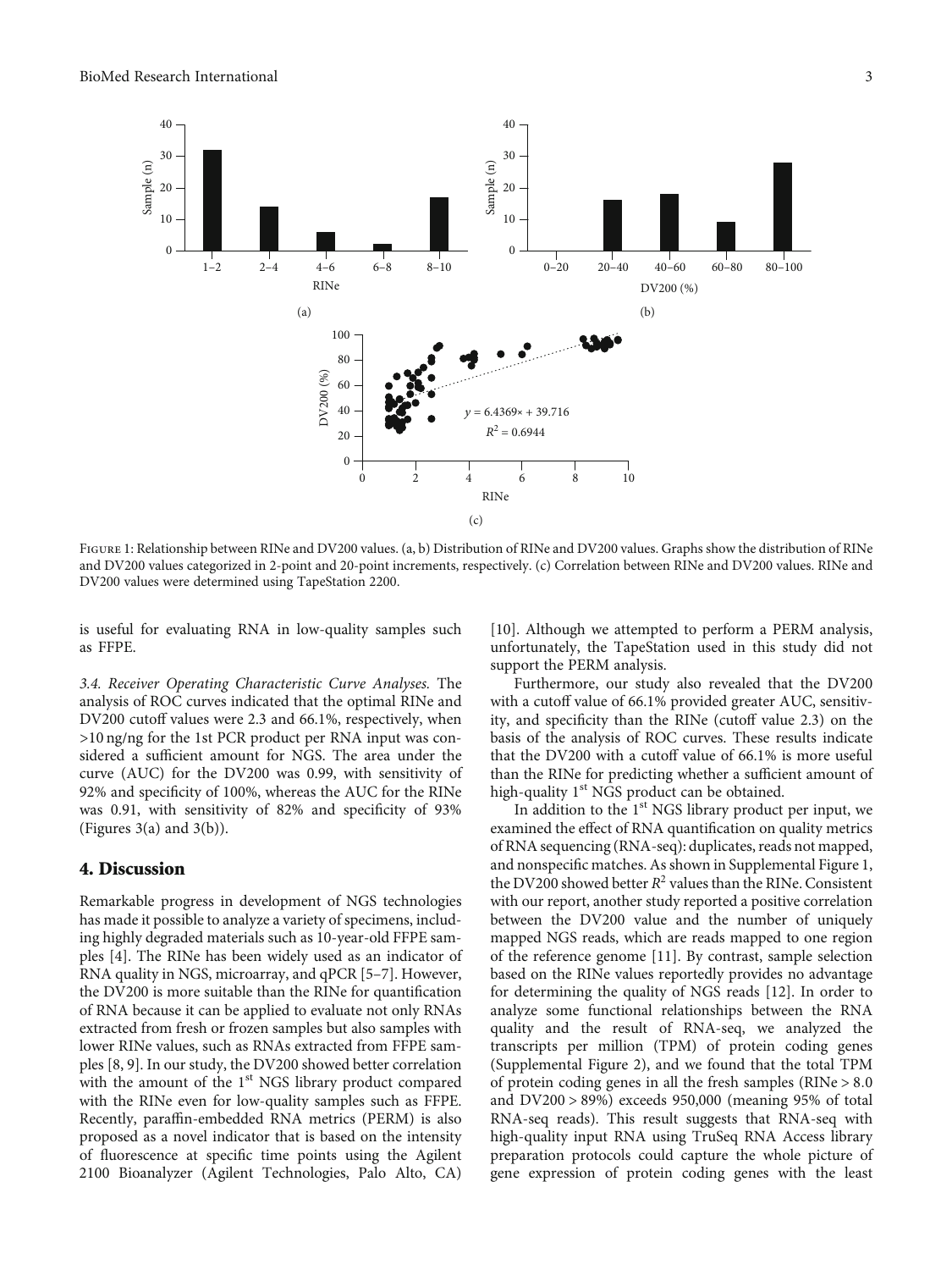Figure 1: Relationship between RINe and DV200 values. (a, b) Distribution of RINe and DV200 values. Graphs show the distribution of RINe and DV200 values categorized in 2-point and 20-point increments, respectively. (c) Correlation between RINe and DV200 values. RINe and DV200 values were determined using TapeStation 2200.

is useful for evaluating RNA in low-quality samples such as FFPE.

*3.4. Receiver Operating Characteristic Curve Analyses.* The analysis of ROC curves indicated that the optimal RINe and DV200 cutoff values were 2.3 and 66.1%, respectively, when >10 ng/ng for the 1st PCR product per RNA input was considered a sufficient amount for NGS. The area under the curve (AUC) for the DV200 was 0.99, with sensitivity of 92% and specificity of 100%, whereas the AUC for the RINe was 0.91, with sensitivity of 82% and specificity of 93% (Figures 3(a) and 3(b)).

## 4. Discussion

Remarkable progress in development of NGS technologies has made it possible to analyze a variety of specimens, including highly degraded materials such as 10-year-old FFPE samples [4]. The RINe has been widely used as an indicator of RNA quality in NGS, microarray, and qPCR [5–7]. However, the DV200 is more suitable than the RINe for quantification of RNA because it can be applied to evaluate not only RNAs extracted from fresh or frozen samples but also samples with lower RINe values, such as RNAs extracted from FFPE samples [8, 9]. In our study, the DV200 showed better correlation with the amount of the 1st NGS library product compared with the RINe even for low-quality samples such as FFPE. Recently, paraffin-embedded RNA metrics (PERM) is also proposed as a novel indicator that is based on the intensity of fluorescence at specific time points using the Agilent 2100 Bioanalyzer (Agilent Technologies, Palo Alto, CA) [10]. Although we attempted to perform a PERM analysis, unfortunately, the TapeStation used in this study did not support the PERM analysis.

Furthermore, our study also revealed that the DV200 with a cutoff value of 66.1% provided greater AUC, sensitivity, and specificity than the RINe (cutoff value 2.3) on the basis of the analysis of ROC curves. These results indicate that the DV200 with a cutoff value of 66.1% is more useful than the RINe for predicting whether a sufficient amount of high-quality 1st NGS product can be obtained.

In addition to the 1st NGS library product per input, we examined the effect of RNA quantification on quality metrics of RNA sequencing (RNA-seq): duplicates, reads not mapped, and nonspecific matches. As shown in Supplemental Figure 1, the DV200 showed better $R^2$ values than the RINe. Consistent with our report, another study reported a positive correlation between the DV200 value and the number of uniquely mapped NGS reads, which are reads mapped to one region of the reference genome [11]. By contrast, sample selection based on the RINe values reportedly provides no advantage for determining the quality of NGS reads [12]. In order to analyze some functional relationships between the RNA quality and the result of RNA-seq, we analyzed the transcripts per million (TPM) of protein coding genes (Supplemental Figure 2), and we found that the total TPM of protein coding genes in all the fresh samples (RINe > 8.0 and DV200 > 89%) exceeds 950,000 (meaning 95% of total RNA-seq reads). This result suggests that RNA-seq with high-quality input RNA using TruSeq RNA Access library preparation protocols could capture the whole picture of gene expression of protein coding genes with the least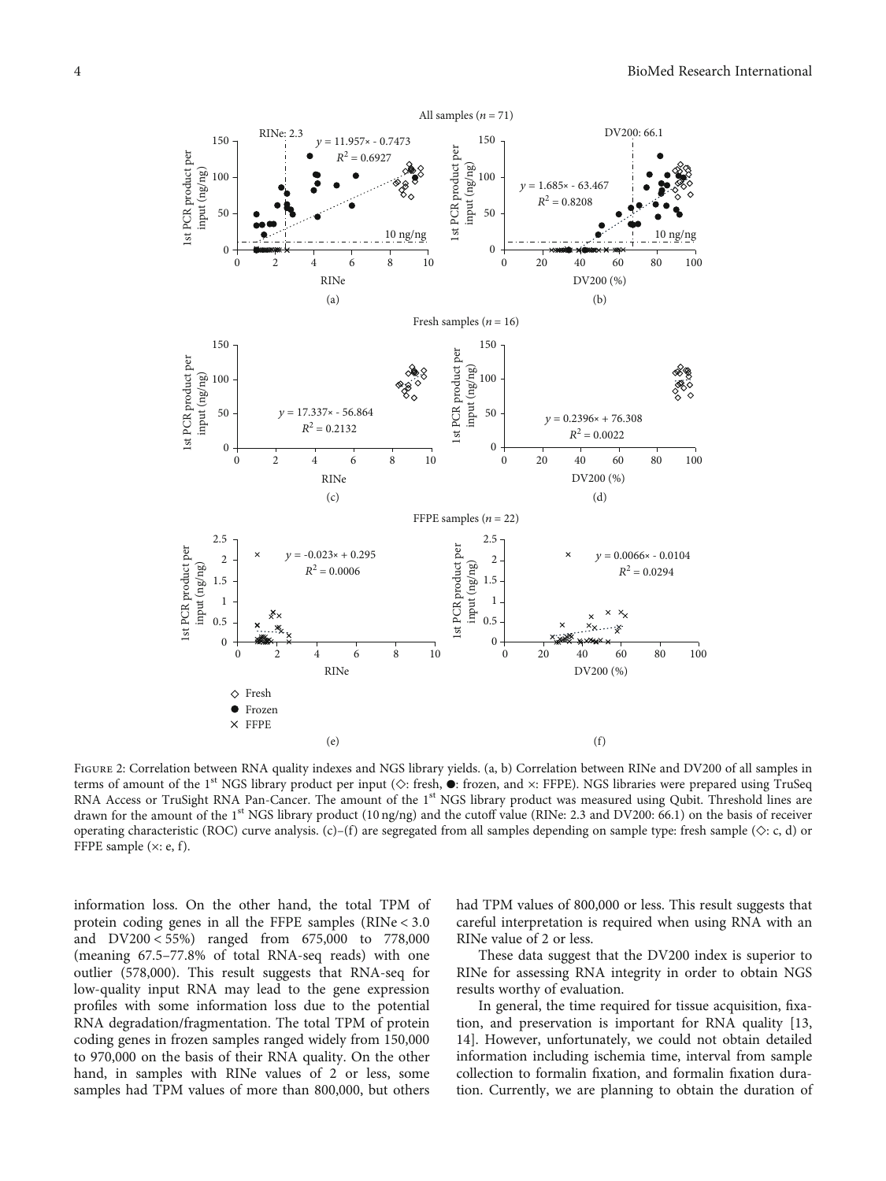Figure 2: Correlation between RNA quality indexes and NGS library yields. (a, b) Correlation between RINe and DV200 of all samples in terms of amount of the 1st NGS library product per input (◇: fresh, ●: frozen, and ×: FFPE). NGS libraries were prepared using TruSeq RNA Access or TruSight RNA Pan-Cancer. The amount of the 1st NGS library product was measured using Qubit. Threshold lines are drawn for the amount of the 1st NGS library product (10 ng/ng) and the cutoff value (RINe: 2.3 and DV200: 66.1) on the basis of receiver operating characteristic (ROC) curve analysis. (c)–(f) are segregated from all samples depending on sample type: fresh sample (◇: c, d) or FFPE sample (×: e, f).

information loss. On the other hand, the total TPM of protein coding genes in all the FFPE samples (RINe < 3.0 and DV200 < 55%) ranged from 675,000 to 778,000 (meaning 67.5–77.8% of total RNA-seq reads) with one outlier (578,000). This result suggests that RNA-seq for low-quality input RNA may lead to the gene expression profiles with some information loss due to the potential RNA degradation/fragmentation. The total TPM of protein coding genes in frozen samples ranged widely from 150,000 to 970,000 on the basis of their RNA quality. On the other hand, in samples with RINe values of 2 or less, some samples had TPM values of more than 800,000, but others had TPM values of 800,000 or less. This result suggests that careful interpretation is required when using RNA with an RINe value of 2 or less.

These data suggest that the DV200 index is superior to RINe for assessing RNA integrity in order to obtain NGS results worthy of evaluation.

In general, the time required for tissue acquisition, fixation, and preservation is important for RNA quality [13, 14]. However, unfortunately, we could not obtain detailed information including ischemia time, interval from sample collection to formalin fixation, and formalin fixation duration. Currently, we are planning to obtain the duration of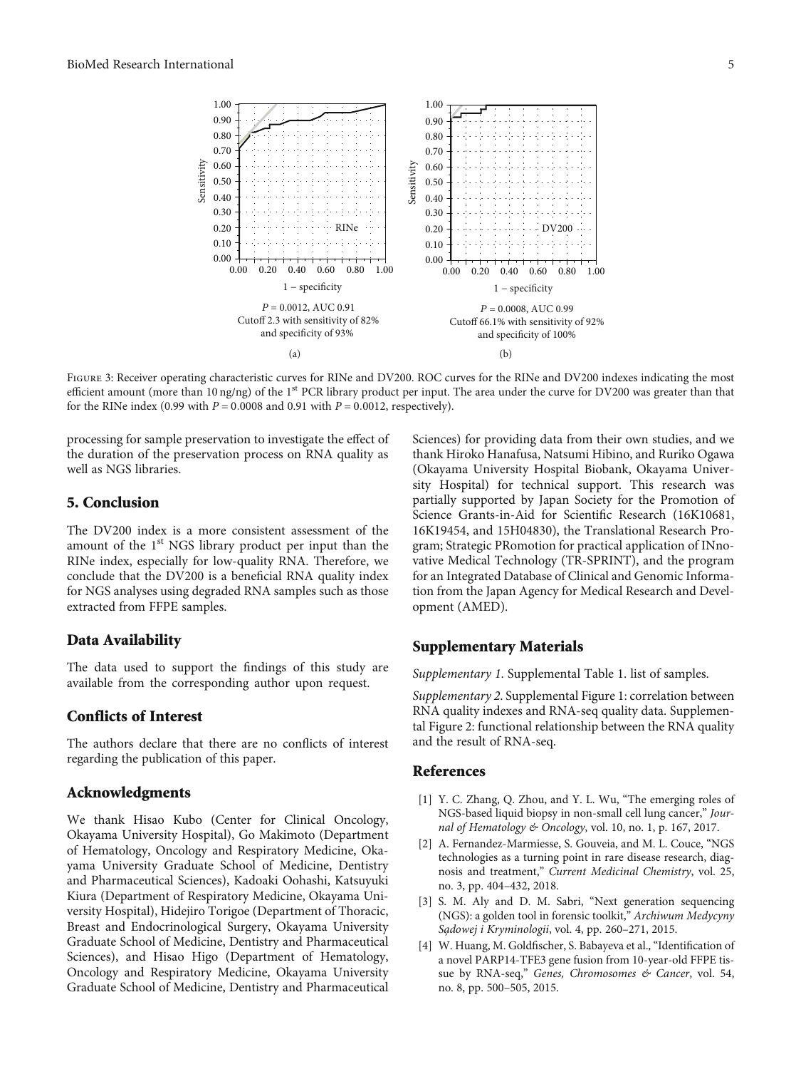(a)

$P = 0.0012$, AUC 0.91
Cutoff 2.3 with sensitivity of 82% and specificity of 93%

(b)

$P = 0.0008$, AUC 0.99
Cutoff 66.1% with sensitivity of 92% and specificity of 100%

Figure 3: Receiver operating characteristic curves for RINe and DV200. ROC curves for the RINe and DV200 indexes indicating the most efficient amount (more than 10 ng/ng) of the 1st PCR library product per input. The area under the curve for DV200 was greater than that for the RINe index (0.99 with $P = 0.0008$ and 0.91 with $P = 0.0012$, respectively).

processing for sample preservation to investigate the effect of the duration of the preservation process on RNA quality as well as NGS libraries.

## 5. Conclusion

The DV200 index is a more consistent assessment of the amount of the 1st NGS library product per input than the RINe index, especially for low-quality RNA. Therefore, we conclude that the DV200 is a beneficial RNA quality index for NGS analyses using degraded RNA samples such as those extracted from FFPE samples.

## Data Availability

The data used to support the findings of this study are available from the corresponding author upon request.

## Conflicts of Interest

The authors declare that there are no conflicts of interest regarding the publication of this paper.

## Acknowledgments

We thank Hisao Kubo (Center for Clinical Oncology, Okayama University Hospital), Go Makimoto (Department of Hematology, Oncology and Respiratory Medicine, Okayama University Graduate School of Medicine, Dentistry and Pharmaceutical Sciences), Kadoaki Oohashi, Katsuyuki Kiura (Department of Respiratory Medicine, Okayama University Hospital), Hidejiro Torigoe (Department of Thoracic, Breast and Endocrinological Surgery, Okayama University Graduate School of Medicine, Dentistry and Pharmaceutical Sciences), and Hisao Higo (Department of Hematology, Oncology and Respiratory Medicine, Okayama University Graduate School of Medicine, Dentistry and Pharmaceutical Sciences) for providing data from their own studies, and we thank Hiroko Hanafusa, Natsumi Hibino, and Ruriko Ogawa (Okayama University Hospital Biobank, Okayama University Hospital) for technical support. This research was partially supported by Japan Society for the Promotion of Science Grants-in-Aid for Scientific Research (16K10681, 16K19454, and 15H04830), the Translational Research Program; Strategic PRomotion for practical application of INnovative Medical Technology (TR-SPRINT), and the program for an Integrated Database of Clinical and Genomic Information from the Japan Agency for Medical Research and Development (AMED).

## Supplementary Materials

*Supplementary 1.* Supplemental Table 1. list of samples.

*Supplementary 2.* Supplemental Figure 1: correlation between RNA quality indexes and RNA-seq quality data. Supplemental Figure 2: functional relationship between the RNA quality and the result of RNA-seq.

## References

[1] Y. C. Zhang, Q. Zhou, and Y. L. Wu, "The emerging roles of NGS-based liquid biopsy in non-small cell lung cancer," *Journal of Hematology & Oncology*, vol. 10, no. 1, p. 167, 2017.

[2] A. Fernandez-Marmiesse, S. Gouveia, and M. L. Couce, "NGS technologies as a turning point in rare disease research, diagnosis and treatment," *Current Medicinal Chemistry*, vol. 25, no. 3, pp. 404–432, 2018.

[3] S. M. Aly and D. M. Sabri, "Next generation sequencing (NGS): a golden tool in forensic toolkit," *Archiwum Medycyny Sądowej i Kryminologii*, vol. 4, pp. 260–271, 2015.

[4] W. Huang, M. Goldfischer, S. Babayeva et al., "Identification of a novel PARP14-TFE3 gene fusion from 10-year-old FFPE tissue by RNA-seq," *Genes, Chromosomes & Cancer*, vol. 54, no. 8, pp. 500–505, 2015.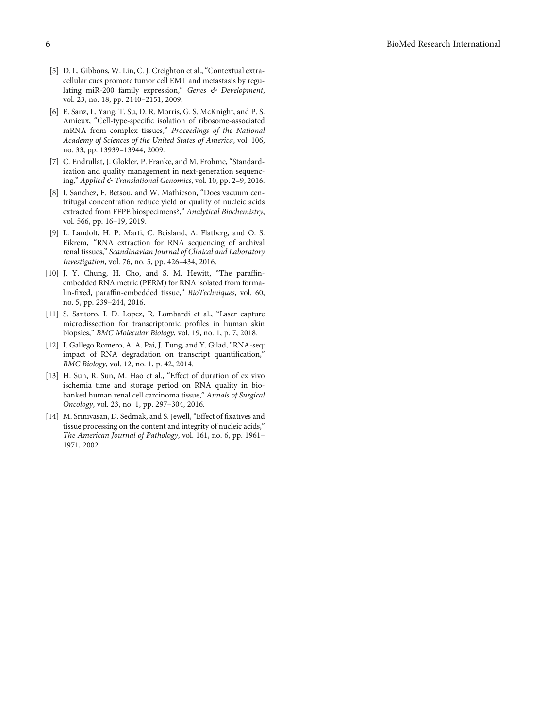[5] D. L. Gibbons, W. Lin, C. J. Creighton et al., "Contextual extracellular cues promote tumor cell EMT and metastasis by regulating miR-200 family expression," *Genes & Development*, vol. 23, no. 18, pp. 2140–2151, 2009.

[6] E. Sanz, L. Yang, T. Su, D. R. Morris, G. S. McKnight, and P. S. Amieux, "Cell-type-specific isolation of ribosome-associated mRNA from complex tissues," *Proceedings of the National Academy of Sciences of the United States of America*, vol. 106, no. 33, pp. 13939–13944, 2009.

[7] C. Endrullat, J. Glokler, P. Franke, and M. Frohme, "Standardization and quality management in next-generation sequencing," *Applied & Translational Genomics*, vol. 10, pp. 2–9, 2016.

[8] I. Sanchez, F. Betsou, and W. Mathieson, "Does vacuum centrifugal concentration reduce yield or quality of nucleic acids extracted from FFPE biospecimens?," *Analytical Biochemistry*, vol. 566, pp. 16–19, 2019.

[9] L. Landolt, H. P. Marti, C. Beisland, A. Flatberg, and O. S. Eikrem, "RNA extraction for RNA sequencing of archival renal tissues," *Scandinavian Journal of Clinical and Laboratory Investigation*, vol. 76, no. 5, pp. 426–434, 2016.

[10] J. Y. Chung, H. Cho, and S. M. Hewitt, "The paraffin-embedded RNA metric (PERM) for RNA isolated from formalin-fixed, paraffin-embedded tissue," *BioTechniques*, vol. 60, no. 5, pp. 239–244, 2016.

[11] S. Santoro, I. D. Lopez, R. Lombardi et al., "Laser capture microdissection for transcriptomic profiles in human skin biopsies," *BMC Molecular Biology*, vol. 19, no. 1, p. 7, 2018.

[12] I. Gallego Romero, A. A. Pai, J. Tung, and Y. Gilad, "RNA-seq: impact of RNA degradation on transcript quantification," *BMC Biology*, vol. 12, no. 1, p. 42, 2014.

[13] H. Sun, R. Sun, M. Hao et al., "Effect of duration of ex vivo ischemia time and storage period on RNA quality in biobanked human renal cell carcinoma tissue," *Annals of Surgical Oncology*, vol. 23, no. 1, pp. 297–304, 2016.

[14] M. Srinivasan, D. Sedmak, and S. Jewell, "Effect of fixatives and tissue processing on the content and integrity of nucleic acids," *The American Journal of Pathology*, vol. 161, no. 6, pp. 1961–1971, 2002.